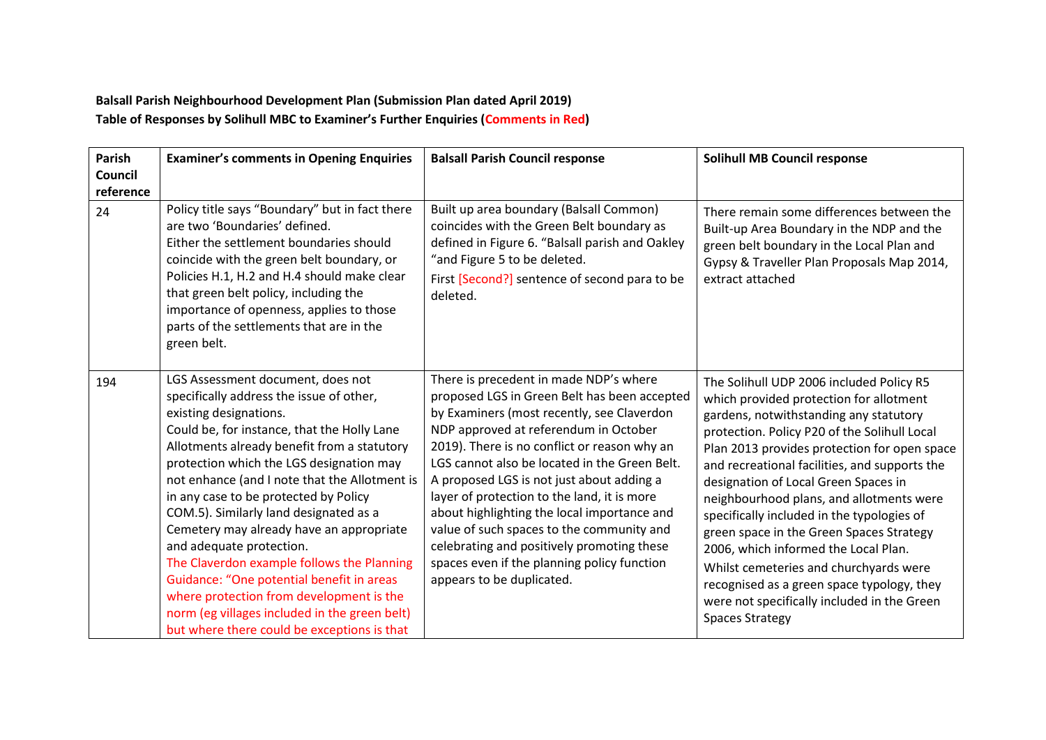**Balsall Parish Neighbourhood Development Plan (Submission Plan dated April 2019)**
**Table of Responses by Solihull MBC to Examiner's Further Enquiries (Comments in Red)**

| Parish Council reference | Examiner's comments in Opening Enquiries | Balsall Parish Council response | Solihull MB Council response |
|---|---|---|---|
| 24 | Policy title says "Boundary" but in fact there are two 'Boundaries' defined.<br>Either the settlement boundaries should coincide with the green belt boundary, or Policies H.1, H.2 and H.4 should make clear that green belt policy, including the importance of openness, applies to those parts of the settlements that are in the green belt. | Built up area boundary (Balsall Common) coincides with the Green Belt boundary as defined in Figure 6. "Balsall parish and Oakley "and Figure 5 to be deleted.<br>First [Second?] sentence of second para to be deleted. | There remain some differences between the Built-up Area Boundary in the NDP and the green belt boundary in the Local Plan and Gypsy & Traveller Plan Proposals Map 2014, extract attached |
| 194 | LGS Assessment document, does not specifically address the issue of other, existing designations.<br>Could be, for instance, that the Holly Lane Allotments already benefit from a statutory protection which the LGS designation may not enhance (and I note that the Allotment is in any case to be protected by Policy COM.5). Similarly land designated as a Cemetery may already have an appropriate and adequate protection.<br>The Claverdon example follows the Planning Guidance: "One potential benefit in areas where protection from development is the norm (eg villages included in the green belt) but where there could be exceptions is that | There is precedent in made NDP's where proposed LGS in Green Belt has been accepted by Examiners (most recently, see Claverdon NDP approved at referendum in October 2019). There is no conflict or reason why an LGS cannot also be located in the Green Belt. A proposed LGS is not just about adding a layer of protection to the land, it is more about highlighting the local importance and value of such spaces to the community and celebrating and positively promoting these spaces even if the planning policy function appears to be duplicated. | The Solihull UDP 2006 included Policy R5 which provided protection for allotment gardens, notwithstanding any statutory protection. Policy P20 of the Solihull Local Plan 2013 provides protection for open space and recreational facilities, and supports the designation of Local Green Spaces in neighbourhood plans, and allotments were specifically included in the typologies of green space in the Green Spaces Strategy 2006, which informed the Local Plan.<br>Whilst cemeteries and churchyards were recognised as a green space typology, they were not specifically included in the Green Spaces Strategy |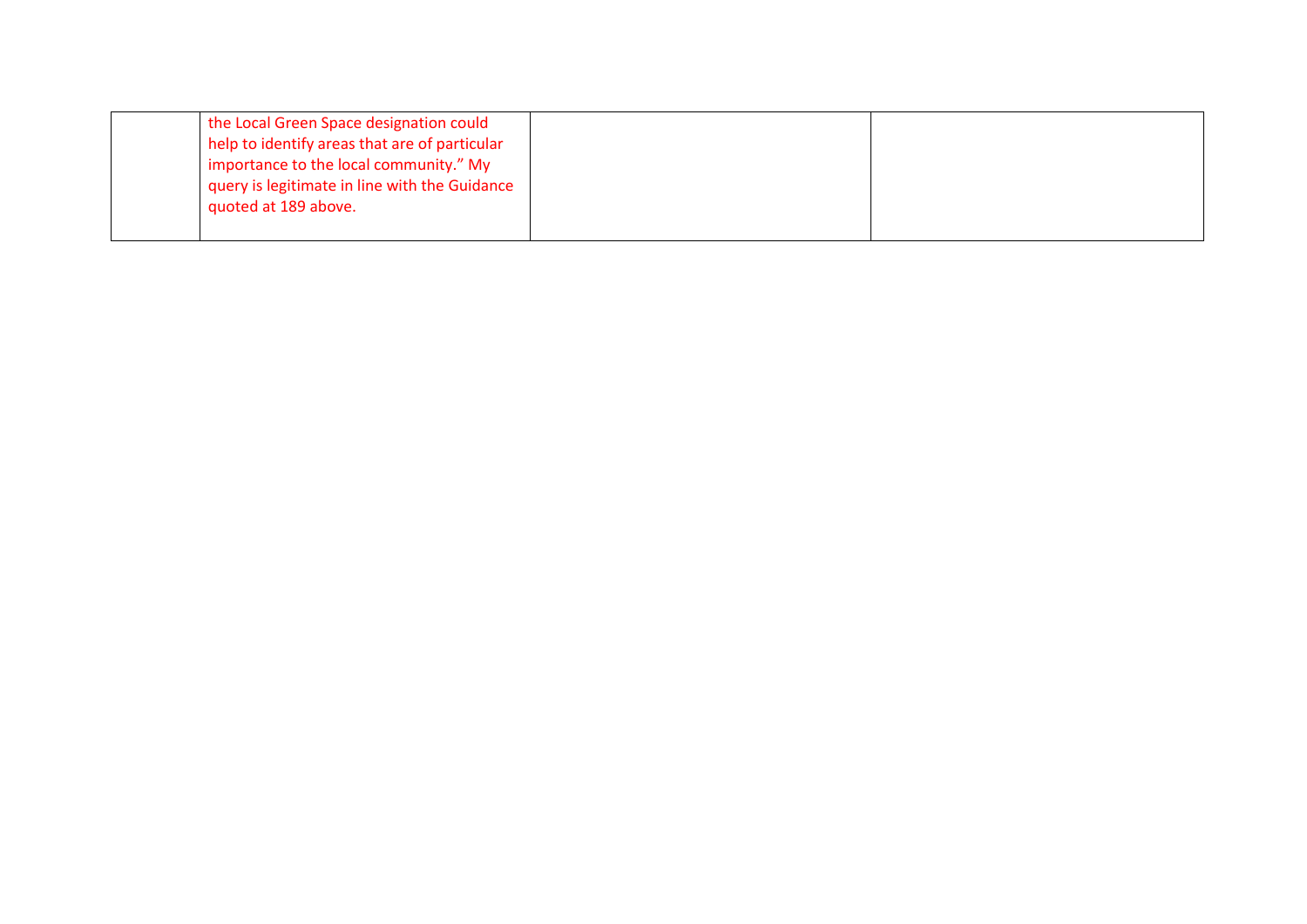| | | | |
|---|---|---|---|
| | the Local Green Space designation could help to identify areas that are of particular importance to the local community." My query is legitimate in line with the Guidance quoted at 189 above. | | |